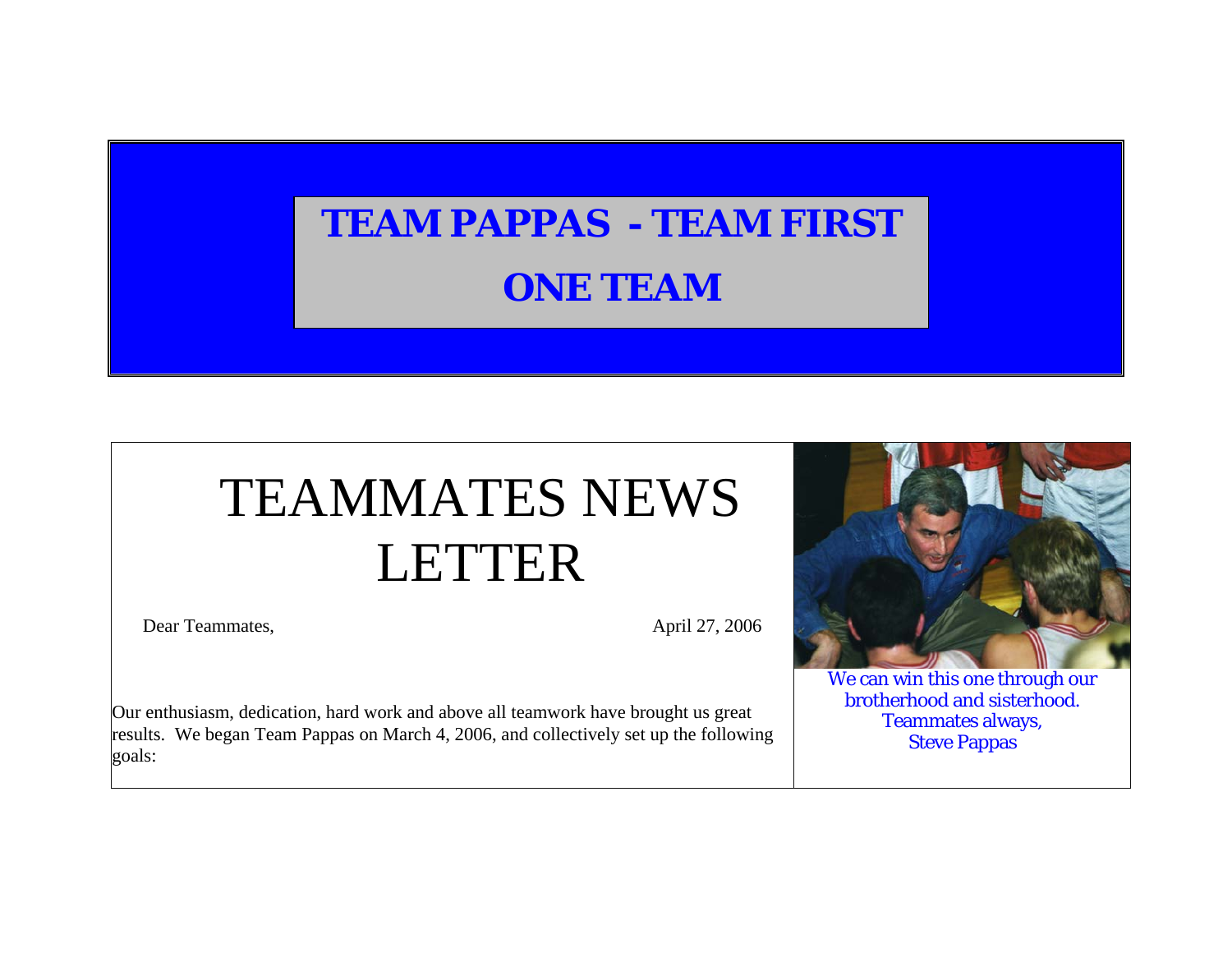# TEAM PAPPAS - TEAM FIRST

# ONE TEAM

# TEAMMATES NEWS LETTER

Dear Teammates,

April 27, 2006

Our enthusiasm, dedication, hard work and above all teamwork have brought us great results. We began Team Pappas on March 4, 2006, and collectively set up the following goals:

We can win this one through our brotherhood and sisterhood.
Teammates always,
Steve Pappas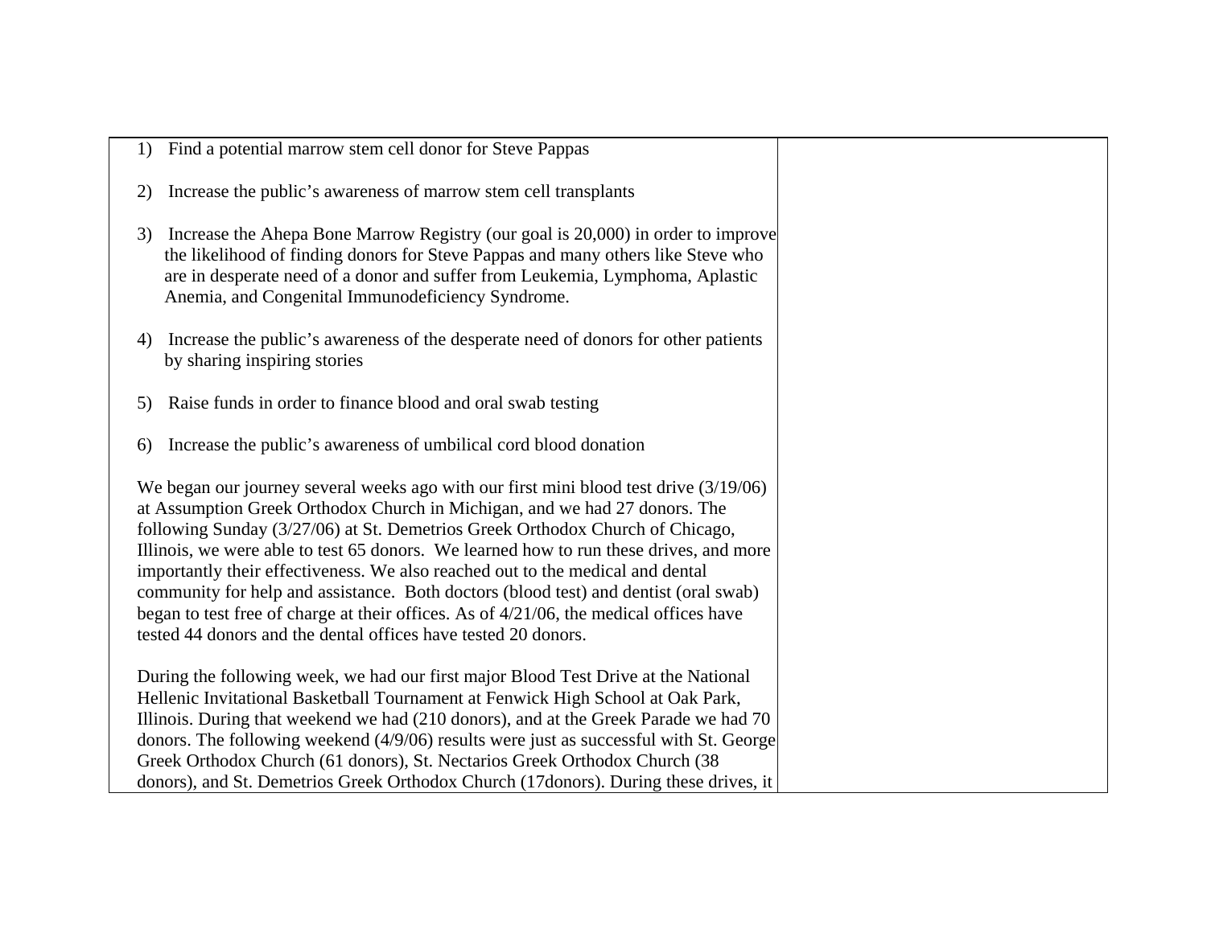| | |
|---|---|
| 1) Find a potential marrow stem cell donor for Steve Pappas<br><br>2) Increase the public's awareness of marrow stem cell transplants<br><br>3) Increase the Ahepa Bone Marrow Registry (our goal is 20,000) in order to improve the likelihood of finding donors for Steve Pappas and many others like Steve who are in desperate need of a donor and suffer from Leukemia, Lymphoma, Aplastic Anemia, and Congenital Immunodeficiency Syndrome.<br><br>4) Increase the public's awareness of the desperate need of donors for other patients by sharing inspiring stories<br><br>5) Raise funds in order to finance blood and oral swab testing<br><br>6) Increase the public's awareness of umbilical cord blood donation<br><br>We began our journey several weeks ago with our first mini blood test drive (3/19/06) at Assumption Greek Orthodox Church in Michigan, and we had 27 donors. The following Sunday (3/27/06) at St. Demetrios Greek Orthodox Church of Chicago, Illinois, we were able to test 65 donors. We learned how to run these drives, and more importantly their effectiveness. We also reached out to the medical and dental community for help and assistance. Both doctors (blood test) and dentist (oral swab) began to test free of charge at their offices. As of 4/21/06, the medical offices have tested 44 donors and the dental offices have tested 20 donors.<br><br>During the following week, we had our first major Blood Test Drive at the National Hellenic Invitational Basketball Tournament at Fenwick High School at Oak Park, Illinois. During that weekend we had (210 donors), and at the Greek Parade we had 70 donors. The following weekend (4/9/06) results were just as successful with St. George Greek Orthodox Church (61 donors), St. Nectarios Greek Orthodox Church (38 donors), and St. Demetrios Greek Orthodox Church (17donors). During these drives, it | |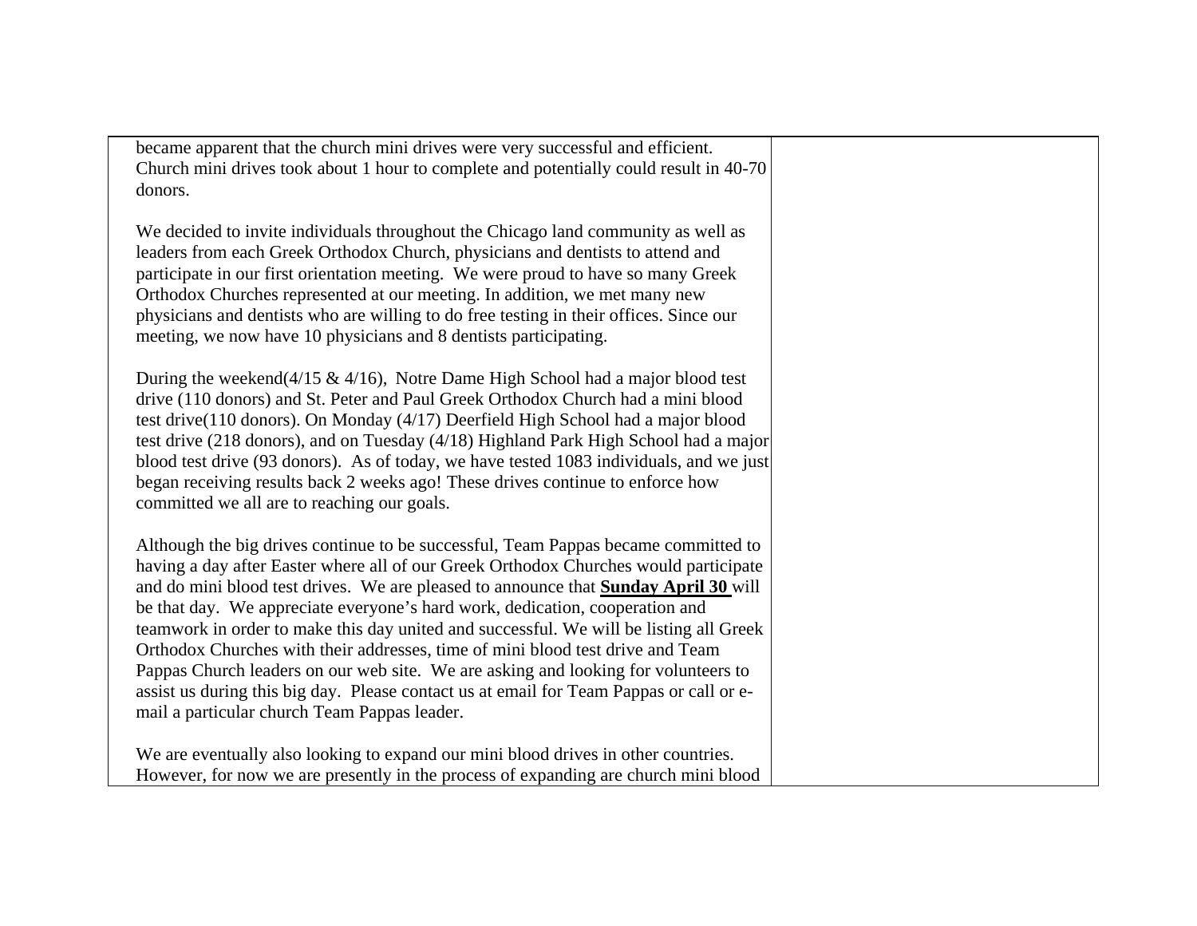became apparent that the church mini drives were very successful and efficient. Church mini drives took about 1 hour to complete and potentially could result in 40-70 donors.

We decided to invite individuals throughout the Chicago land community as well as leaders from each Greek Orthodox Church, physicians and dentists to attend and participate in our first orientation meeting. We were proud to have so many Greek Orthodox Churches represented at our meeting. In addition, we met many new physicians and dentists who are willing to do free testing in their offices. Since our meeting, we now have 10 physicians and 8 dentists participating.

During the weekend(4/15 & 4/16), Notre Dame High School had a major blood test drive (110 donors) and St. Peter and Paul Greek Orthodox Church had a mini blood test drive(110 donors). On Monday (4/17) Deerfield High School had a major blood test drive (218 donors), and on Tuesday (4/18) Highland Park High School had a major blood test drive (93 donors). As of today, we have tested 1083 individuals, and we just began receiving results back 2 weeks ago! These drives continue to enforce how committed we all are to reaching our goals.

Although the big drives continue to be successful, Team Pappas became committed to having a day after Easter where all of our Greek Orthodox Churches would participate and do mini blood test drives. We are pleased to announce that **Sunday April 30** will be that day. We appreciate everyone's hard work, dedication, cooperation and teamwork in order to make this day united and successful. We will be listing all Greek Orthodox Churches with their addresses, time of mini blood test drive and Team Pappas Church leaders on our web site. We are asking and looking for volunteers to assist us during this big day. Please contact us at email for Team Pappas or call or e-mail a particular church Team Pappas leader.

We are eventually also looking to expand our mini blood drives in other countries. However, for now we are presently in the process of expanding are church mini blood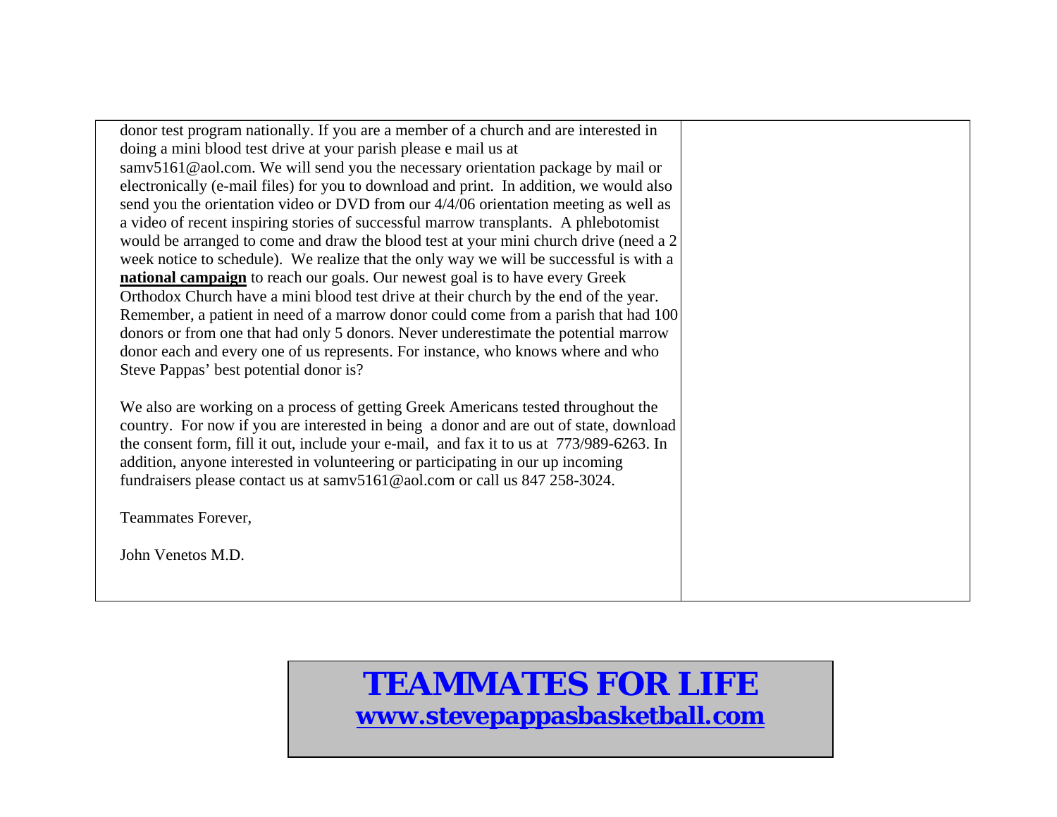donor test program nationally. If you are a member of a church and are interested in doing a mini blood test drive at your parish please e mail us at samv5161@aol.com. We will send you the necessary orientation package by mail or electronically (e-mail files) for you to download and print. In addition, we would also send you the orientation video or DVD from our 4/4/06 orientation meeting as well as a video of recent inspiring stories of successful marrow transplants. A phlebotomist would be arranged to come and draw the blood test at your mini church drive (need a 2 week notice to schedule). We realize that the only way we will be successful is with a **national campaign** to reach our goals. Our newest goal is to have every Greek Orthodox Church have a mini blood test drive at their church by the end of the year. Remember, a patient in need of a marrow donor could come from a parish that had 100 donors or from one that had only 5 donors. Never underestimate the potential marrow donor each and every one of us represents. For instance, who knows where and who Steve Pappas' best potential donor is?

We also are working on a process of getting Greek Americans tested throughout the country. For now if you are interested in being a donor and are out of state, download the consent form, fill it out, include your e-mail, and fax it to us at 773/989-6263. In addition, anyone interested in volunteering or participating in our up incoming fundraisers please contact us at samv5161@aol.com or call us 847 258-3024.

Teammates Forever,

John Venetos M.D.

# TEAMMATES FOR LIFE

**www.stevepappasbasketball.com**